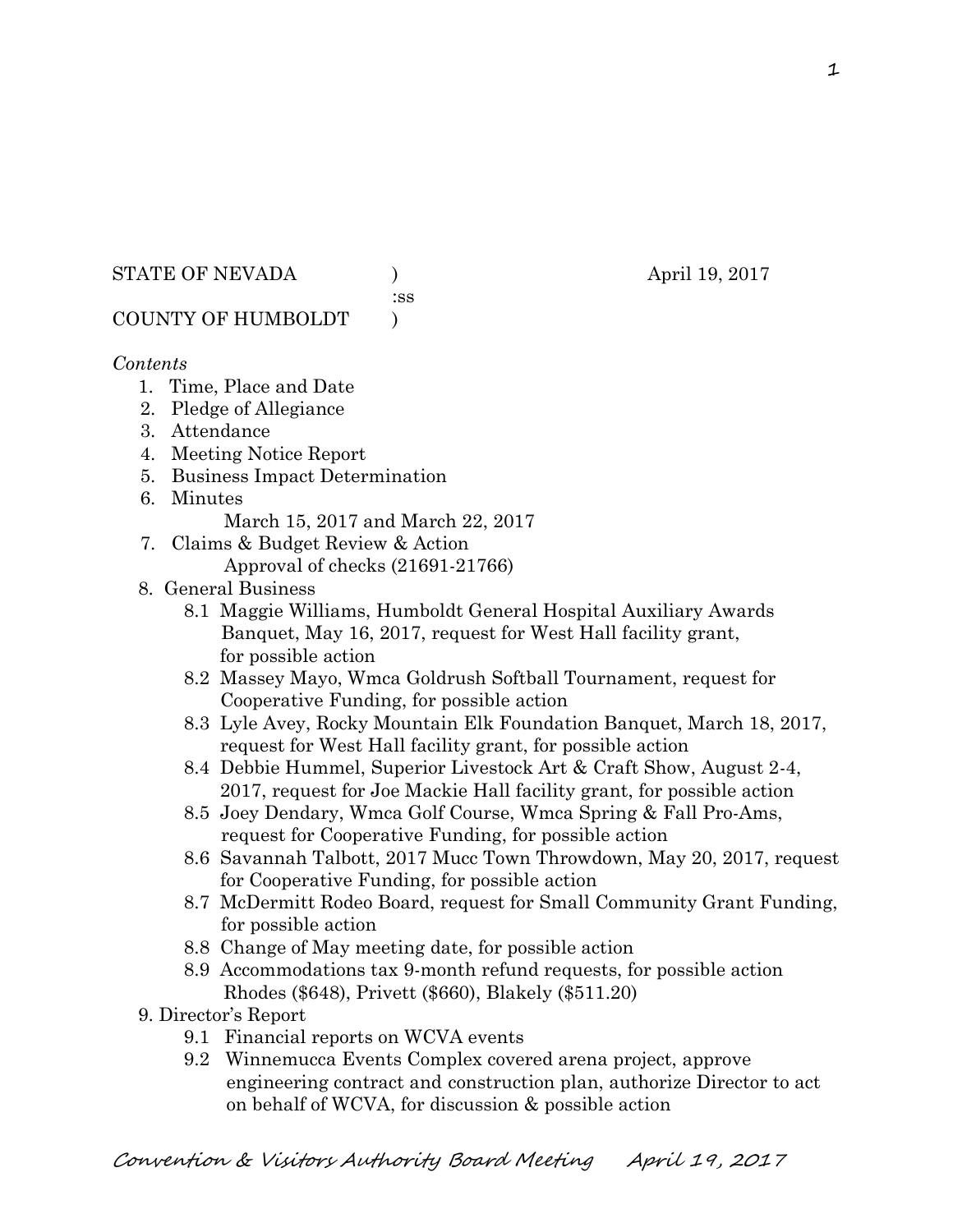STATE OF NEVADA ) April 19, 2017
:ss
COUNTY OF HUMBOLDT )

*Contents*

1. Time, Place and Date
2. Pledge of Allegiance
3. Attendance
4. Meeting Notice Report
5. Business Impact Determination
6. Minutes
   March 15, 2017 and March 22, 2017
7. Claims & Budget Review & Action
   Approval of checks (21691-21766)
8. General Business
   - 8.1 Maggie Williams, Humboldt General Hospital Auxiliary Awards Banquet, May 16, 2017, request for West Hall facility grant, for possible action
   - 8.2 Massey Mayo, Wmca Goldrush Softball Tournament, request for Cooperative Funding, for possible action
   - 8.3 Lyle Avey, Rocky Mountain Elk Foundation Banquet, March 18, 2017, request for West Hall facility grant, for possible action
   - 8.4 Debbie Hummel, Superior Livestock Art & Craft Show, August 2-4, 2017, request for Joe Mackie Hall facility grant, for possible action
   - 8.5 Joey Dendary, Wmca Golf Course, Wmca Spring & Fall Pro-Ams, request for Cooperative Funding, for possible action
   - 8.6 Savannah Talbott, 2017 Mucc Town Throwdown, May 20, 2017, request for Cooperative Funding, for possible action
   - 8.7 McDermitt Rodeo Board, request for Small Community Grant Funding, for possible action
   - 8.8 Change of May meeting date, for possible action
   - 8.9 Accommodations tax 9-month refund requests, for possible action
     Rhodes ($648), Privett ($660), Blakely ($511.20)
9. Director's Report
   - 9.1 Financial reports on WCVA events
   - 9.2 Winnemucca Events Complex covered arena project, approve engineering contract and construction plan, authorize Director to act on behalf of WCVA, for discussion & possible action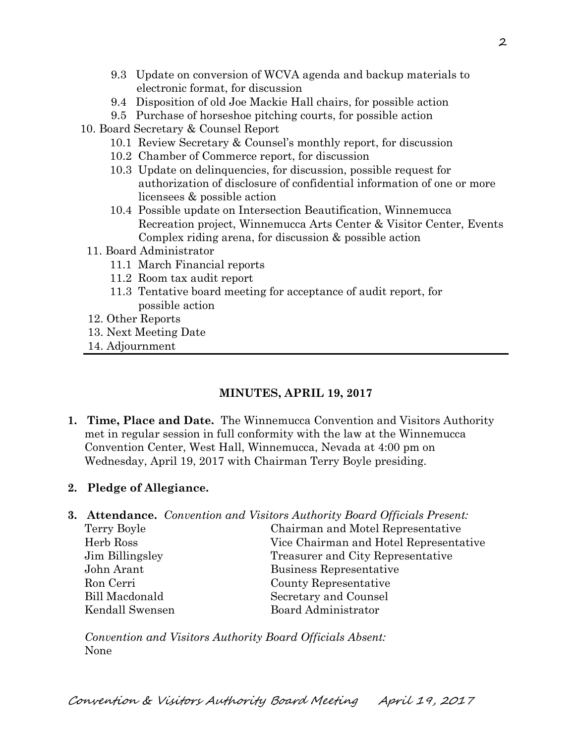9.3 Update on conversion of WCVA agenda and backup materials to electronic format, for discussion
9.4 Disposition of old Joe Mackie Hall chairs, for possible action
9.5 Purchase of horseshoe pitching courts, for possible action

10. Board Secretary & Counsel Report
    - 10.1 Review Secretary & Counsel's monthly report, for discussion
    - 10.2 Chamber of Commerce report, for discussion
    - 10.3 Update on delinquencies, for discussion, possible request for authorization of disclosure of confidential information of one or more licensees & possible action
    - 10.4 Possible update on Intersection Beautification, Winnemucca Recreation project, Winnemucca Arts Center & Visitor Center, Events Complex riding arena, for discussion & possible action
11. Board Administrator
    - 11.1 March Financial reports
    - 11.2 Room tax audit report
    - 11.3 Tentative board meeting for acceptance of audit report, for possible action
12. Other Reports
13. Next Meeting Date
14. Adjournment

---

## MINUTES, APRIL 19, 2017

**1. Time, Place and Date.** The Winnemucca Convention and Visitors Authority met in regular session in full conformity with the law at the Winnemucca Convention Center, West Hall, Winnemucca, Nevada at 4:00 pm on Wednesday, April 19, 2017 with Chairman Terry Boyle presiding.

**2. Pledge of Allegiance.**

**3. Attendance.** *Convention and Visitors Authority Board Officials Present:*

| | |
|---|---|
| Terry Boyle | Chairman and Motel Representative |
| Herb Ross | Vice Chairman and Hotel Representative |
| Jim Billingsley | Treasurer and City Representative |
| John Arant | Business Representative |
| Ron Cerri | County Representative |
| Bill Macdonald | Secretary and Counsel |
| Kendall Swensen | Board Administrator |

*Convention and Visitors Authority Board Officials Absent:*
None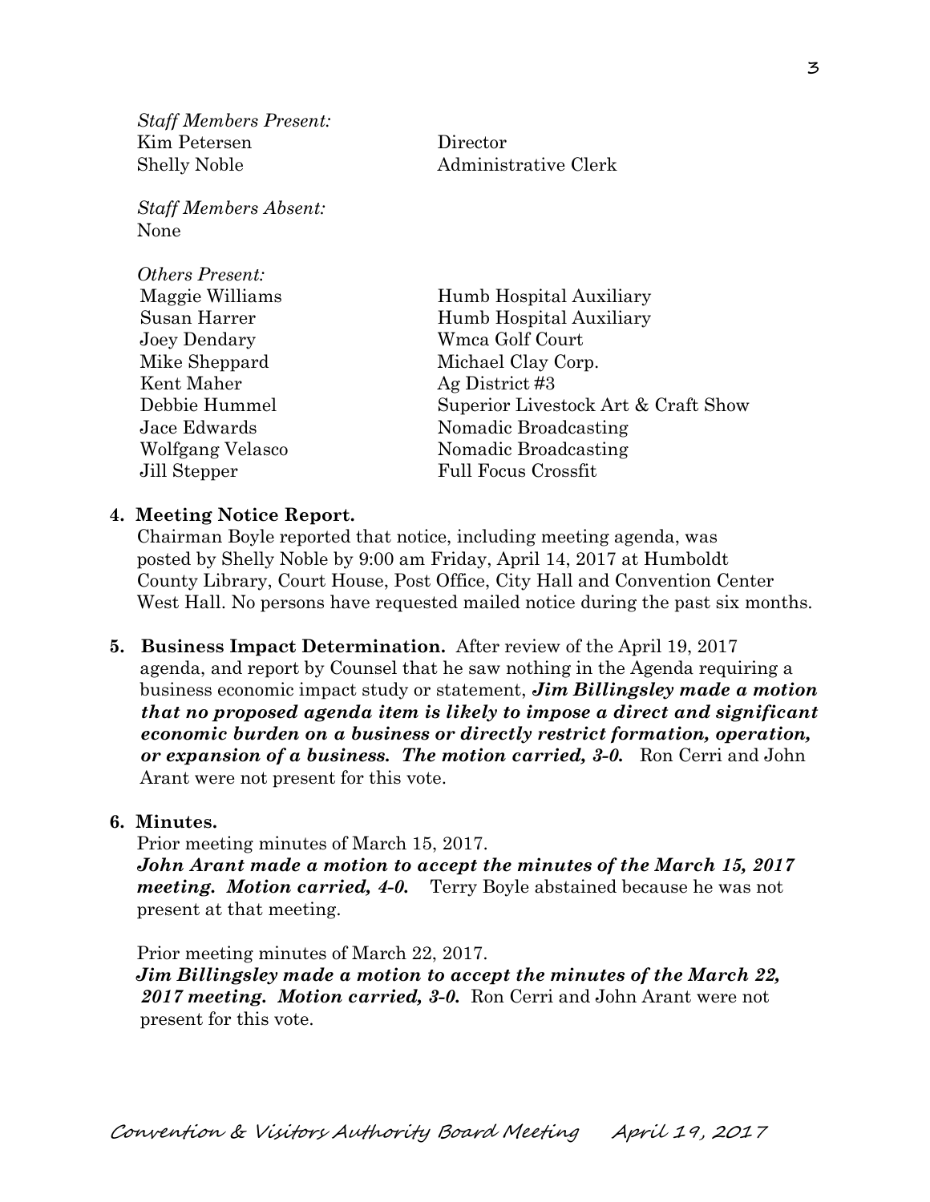*Staff Members Present:*

| | |
|---|---|
| Kim Petersen | Director |
| Shelly Noble | Administrative Clerk |

*Staff Members Absent:*
None

*Others Present:*

| | |
|---|---|
| Maggie Williams | Humb Hospital Auxiliary |
| Susan Harrer | Humb Hospital Auxiliary |
| Joey Dendary | Wmca Golf Court |
| Mike Sheppard | Michael Clay Corp. |
| Kent Maher | Ag District #3 |
| Debbie Hummel | Superior Livestock Art & Craft Show |
| Jace Edwards | Nomadic Broadcasting |
| Wolfgang Velasco | Nomadic Broadcasting |
| Jill Stepper | Full Focus Crossfit |

**4. Meeting Notice Report.**
Chairman Boyle reported that notice, including meeting agenda, was posted by Shelly Noble by 9:00 am Friday, April 14, 2017 at Humboldt County Library, Court House, Post Office, City Hall and Convention Center West Hall. No persons have requested mailed notice during the past six months.

**5. Business Impact Determination.** After review of the April 19, 2017 agenda, and report by Counsel that he saw nothing in the Agenda requiring a business economic impact study or statement, ***Jim Billingsley made a motion that no proposed agenda item is likely to impose a direct and significant economic burden on a business or directly restrict formation, operation, or expansion of a business. The motion carried, 3-0.*** Ron Cerri and John Arant were not present for this vote.

**6. Minutes.**
Prior meeting minutes of March 15, 2017.
***John Arant made a motion to accept the minutes of the March 15, 2017 meeting. Motion carried, 4-0.*** Terry Boyle abstained because he was not present at that meeting.

Prior meeting minutes of March 22, 2017.
***Jim Billingsley made a motion to accept the minutes of the March 22, 2017 meeting. Motion carried, 3-0.*** Ron Cerri and John Arant were not present for this vote.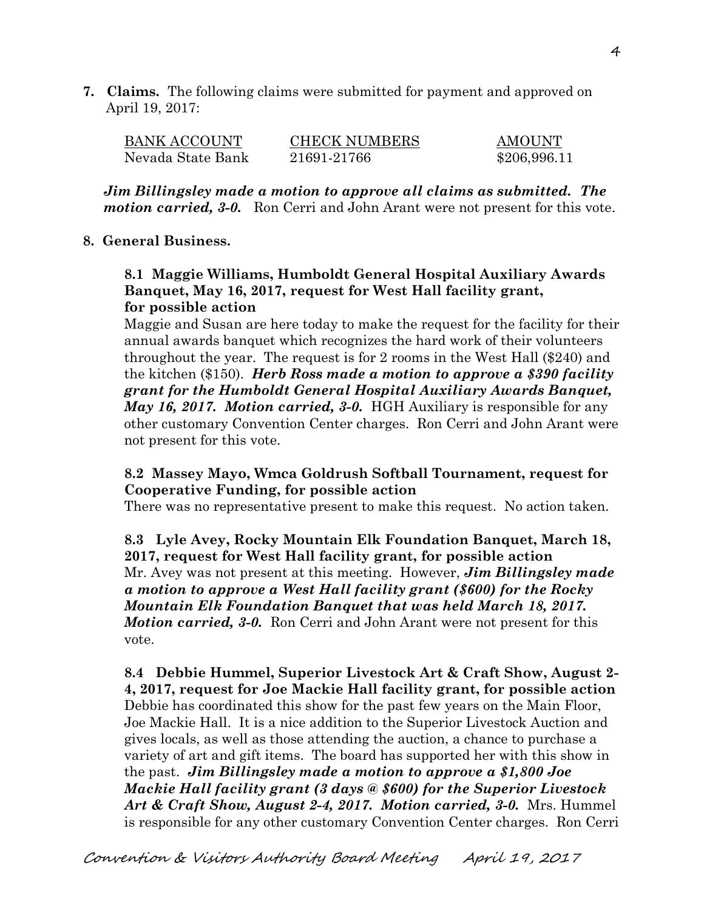**7. Claims.** The following claims were submitted for payment and approved on April 19, 2017:

| BANK ACCOUNT | CHECK NUMBERS | AMOUNT |
|---|---|---|
| Nevada State Bank | 21691-21766 | $206,996.11 |

***Jim Billingsley made a motion to approve all claims as submitted. The motion carried, 3-0.*** Ron Cerri and John Arant were not present for this vote.

**8. General Business.**

**8.1 Maggie Williams, Humboldt General Hospital Auxiliary Awards Banquet, May 16, 2017, request for West Hall facility grant, for possible action**

Maggie and Susan are here today to make the request for the facility for their annual awards banquet which recognizes the hard work of their volunteers throughout the year. The request is for 2 rooms in the West Hall ($240) and the kitchen ($150). ***Herb Ross made a motion to approve a $390 facility grant for the Humboldt General Hospital Auxiliary Awards Banquet, May 16, 2017. Motion carried, 3-0.*** HGH Auxiliary is responsible for any other customary Convention Center charges. Ron Cerri and John Arant were not present for this vote.

**8.2 Massey Mayo, Wmca Goldrush Softball Tournament, request for Cooperative Funding, for possible action**

There was no representative present to make this request. No action taken.

**8.3 Lyle Avey, Rocky Mountain Elk Foundation Banquet, March 18, 2017, request for West Hall facility grant, for possible action**

Mr. Avey was not present at this meeting. However, ***Jim Billingsley made a motion to approve a West Hall facility grant ($600) for the Rocky Mountain Elk Foundation Banquet that was held March 18, 2017. Motion carried, 3-0.*** Ron Cerri and John Arant were not present for this vote.

**8.4 Debbie Hummel, Superior Livestock Art & Craft Show, August 2-4, 2017, request for Joe Mackie Hall facility grant, for possible action**

Debbie has coordinated this show for the past few years on the Main Floor, Joe Mackie Hall. It is a nice addition to the Superior Livestock Auction and gives locals, as well as those attending the auction, a chance to purchase a variety of art and gift items. The board has supported her with this show in the past. ***Jim Billingsley made a motion to approve a $1,800 Joe Mackie Hall facility grant (3 days @ $600) for the Superior Livestock Art & Craft Show, August 2-4, 2017. Motion carried, 3-0.*** Mrs. Hummel is responsible for any other customary Convention Center charges. Ron Cerri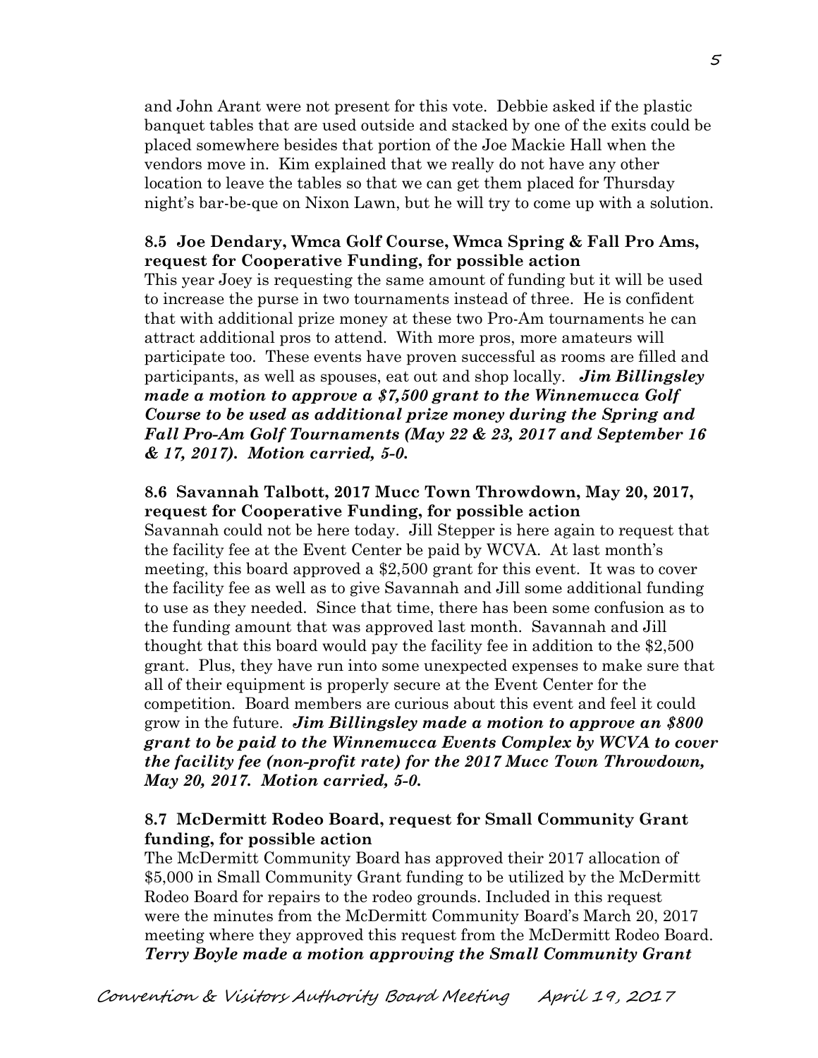and John Arant were not present for this vote. Debbie asked if the plastic banquet tables that are used outside and stacked by one of the exits could be placed somewhere besides that portion of the Joe Mackie Hall when the vendors move in. Kim explained that we really do not have any other location to leave the tables so that we can get them placed for Thursday night's bar-be-que on Nixon Lawn, but he will try to come up with a solution.

**8.5 Joe Dendary, Wmca Golf Course, Wmca Spring & Fall Pro Ams, request for Cooperative Funding, for possible action**

This year Joey is requesting the same amount of funding but it will be used to increase the purse in two tournaments instead of three. He is confident that with additional prize money at these two Pro-Am tournaments he can attract additional pros to attend. With more pros, more amateurs will participate too. These events have proven successful as rooms are filled and participants, as well as spouses, eat out and shop locally. ***Jim Billingsley made a motion to approve a $7,500 grant to the Winnemucca Golf Course to be used as additional prize money during the Spring and Fall Pro-Am Golf Tournaments (May 22 & 23, 2017 and September 16 & 17, 2017). Motion carried, 5-0.***

**8.6 Savannah Talbott, 2017 Mucc Town Throwdown, May 20, 2017, request for Cooperative Funding, for possible action**

Savannah could not be here today. Jill Stepper is here again to request that the facility fee at the Event Center be paid by WCVA. At last month's meeting, this board approved a $2,500 grant for this event. It was to cover the facility fee as well as to give Savannah and Jill some additional funding to use as they needed. Since that time, there has been some confusion as to the funding amount that was approved last month. Savannah and Jill thought that this board would pay the facility fee in addition to the $2,500 grant. Plus, they have run into some unexpected expenses to make sure that all of their equipment is properly secure at the Event Center for the competition. Board members are curious about this event and feel it could grow in the future. ***Jim Billingsley made a motion to approve an $800 grant to be paid to the Winnemucca Events Complex by WCVA to cover the facility fee (non-profit rate) for the 2017 Mucc Town Throwdown, May 20, 2017. Motion carried, 5-0.***

**8.7 McDermitt Rodeo Board, request for Small Community Grant funding, for possible action**

The McDermitt Community Board has approved their 2017 allocation of $5,000 in Small Community Grant funding to be utilized by the McDermitt Rodeo Board for repairs to the rodeo grounds. Included in this request were the minutes from the McDermitt Community Board's March 20, 2017 meeting where they approved this request from the McDermitt Rodeo Board. ***Terry Boyle made a motion approving the Small Community Grant***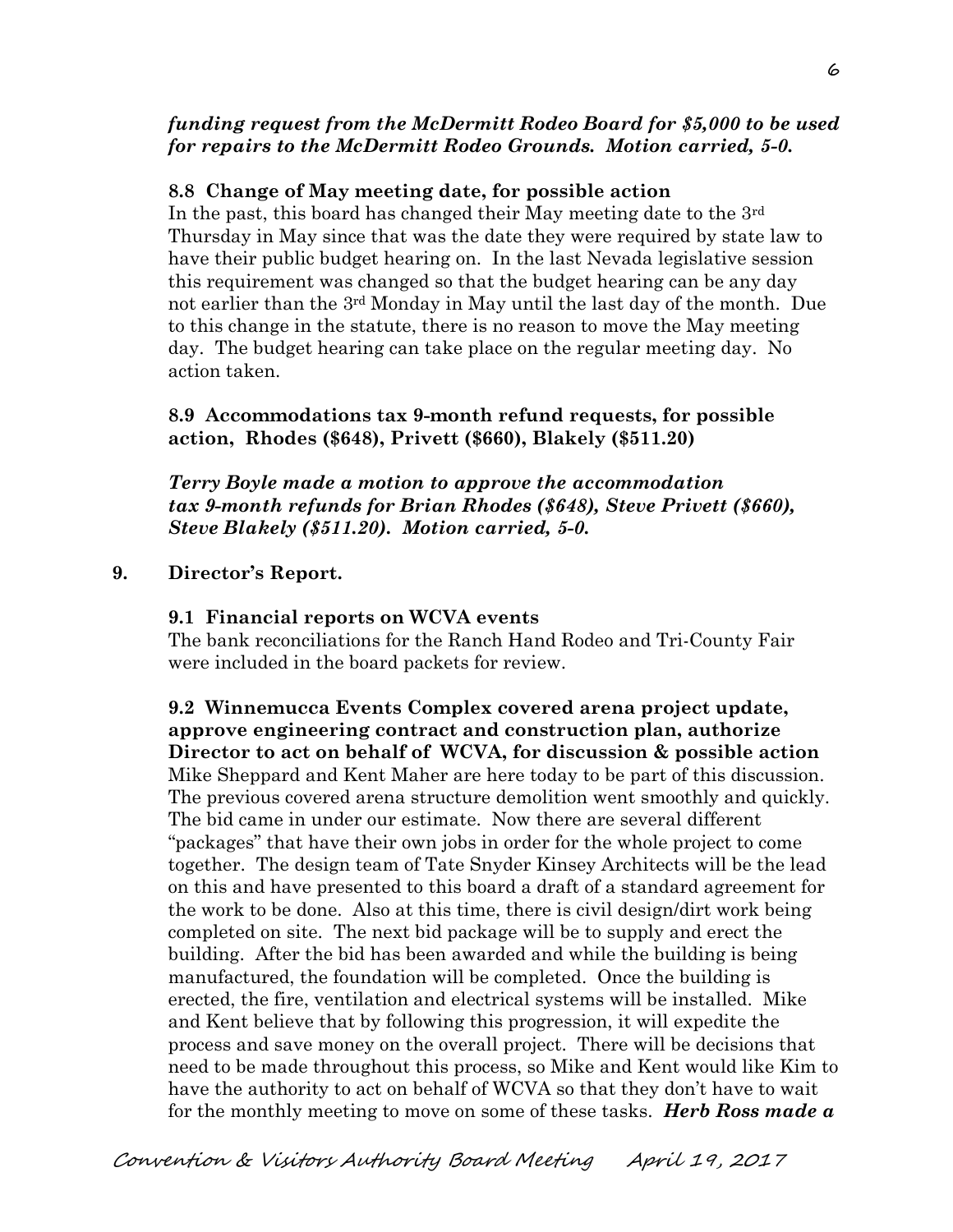***funding request from the McDermitt Rodeo Board for $5,000 to be used for repairs to the McDermitt Rodeo Grounds. Motion carried, 5-0.***

**8.8 Change of May meeting date, for possible action**

In the past, this board has changed their May meeting date to the 3rd Thursday in May since that was the date they were required by state law to have their public budget hearing on. In the last Nevada legislative session this requirement was changed so that the budget hearing can be any day not earlier than the 3rd Monday in May until the last day of the month. Due to this change in the statute, there is no reason to move the May meeting day. The budget hearing can take place on the regular meeting day. No action taken.

**8.9 Accommodations tax 9-month refund requests, for possible action, Rhodes ($648), Privett ($660), Blakely ($511.20)**

***Terry Boyle made a motion to approve the accommodation tax 9-month refunds for Brian Rhodes ($648), Steve Privett ($660), Steve Blakely ($511.20). Motion carried, 5-0.***

**9. Director's Report.**

**9.1 Financial reports on WCVA events**

The bank reconciliations for the Ranch Hand Rodeo and Tri-County Fair were included in the board packets for review.

**9.2 Winnemucca Events Complex covered arena project update, approve engineering contract and construction plan, authorize Director to act on behalf of WCVA, for discussion & possible action**

Mike Sheppard and Kent Maher are here today to be part of this discussion. The previous covered arena structure demolition went smoothly and quickly. The bid came in under our estimate. Now there are several different "packages" that have their own jobs in order for the whole project to come together. The design team of Tate Snyder Kinsey Architects will be the lead on this and have presented to this board a draft of a standard agreement for the work to be done. Also at this time, there is civil design/dirt work being completed on site. The next bid package will be to supply and erect the building. After the bid has been awarded and while the building is being manufactured, the foundation will be completed. Once the building is erected, the fire, ventilation and electrical systems will be installed. Mike and Kent believe that by following this progression, it will expedite the process and save money on the overall project. There will be decisions that need to be made throughout this process, so Mike and Kent would like Kim to have the authority to act on behalf of WCVA so that they don't have to wait for the monthly meeting to move on some of these tasks. ***Herb Ross made a***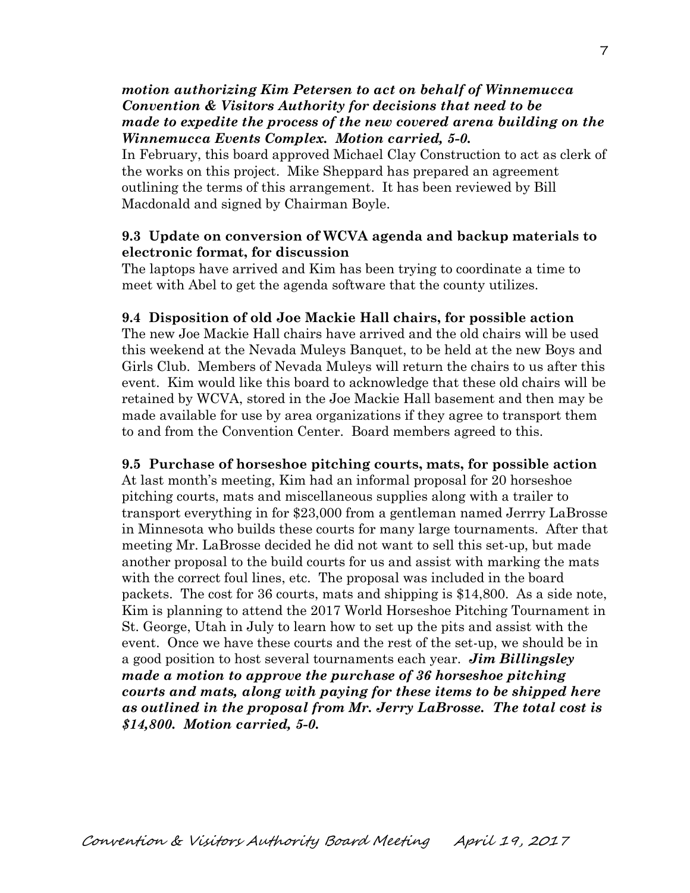***motion authorizing Kim Petersen to act on behalf of Winnemucca Convention & Visitors Authority for decisions that need to be made to expedite the process of the new covered arena building on the Winnemucca Events Complex. Motion carried, 5-0.***

In February, this board approved Michael Clay Construction to act as clerk of the works on this project. Mike Sheppard has prepared an agreement outlining the terms of this arrangement. It has been reviewed by Bill Macdonald and signed by Chairman Boyle.

**9.3 Update on conversion of WCVA agenda and backup materials to electronic format, for discussion**

The laptops have arrived and Kim has been trying to coordinate a time to meet with Abel to get the agenda software that the county utilizes.

**9.4 Disposition of old Joe Mackie Hall chairs, for possible action**

The new Joe Mackie Hall chairs have arrived and the old chairs will be used this weekend at the Nevada Muleys Banquet, to be held at the new Boys and Girls Club. Members of Nevada Muleys will return the chairs to us after this event. Kim would like this board to acknowledge that these old chairs will be retained by WCVA, stored in the Joe Mackie Hall basement and then may be made available for use by area organizations if they agree to transport them to and from the Convention Center. Board members agreed to this.

**9.5 Purchase of horseshoe pitching courts, mats, for possible action**

At last month's meeting, Kim had an informal proposal for 20 horseshoe pitching courts, mats and miscellaneous supplies along with a trailer to transport everything in for $23,000 from a gentleman named Jerrry LaBrosse in Minnesota who builds these courts for many large tournaments. After that meeting Mr. LaBrosse decided he did not want to sell this set-up, but made another proposal to the build courts for us and assist with marking the mats with the correct foul lines, etc. The proposal was included in the board packets. The cost for 36 courts, mats and shipping is $14,800. As a side note, Kim is planning to attend the 2017 World Horseshoe Pitching Tournament in St. George, Utah in July to learn how to set up the pits and assist with the event. Once we have these courts and the rest of the set-up, we should be in a good position to host several tournaments each year. ***Jim Billingsley made a motion to approve the purchase of 36 horseshoe pitching courts and mats, along with paying for these items to be shipped here as outlined in the proposal from Mr. Jerry LaBrosse. The total cost is $14,800. Motion carried, 5-0.***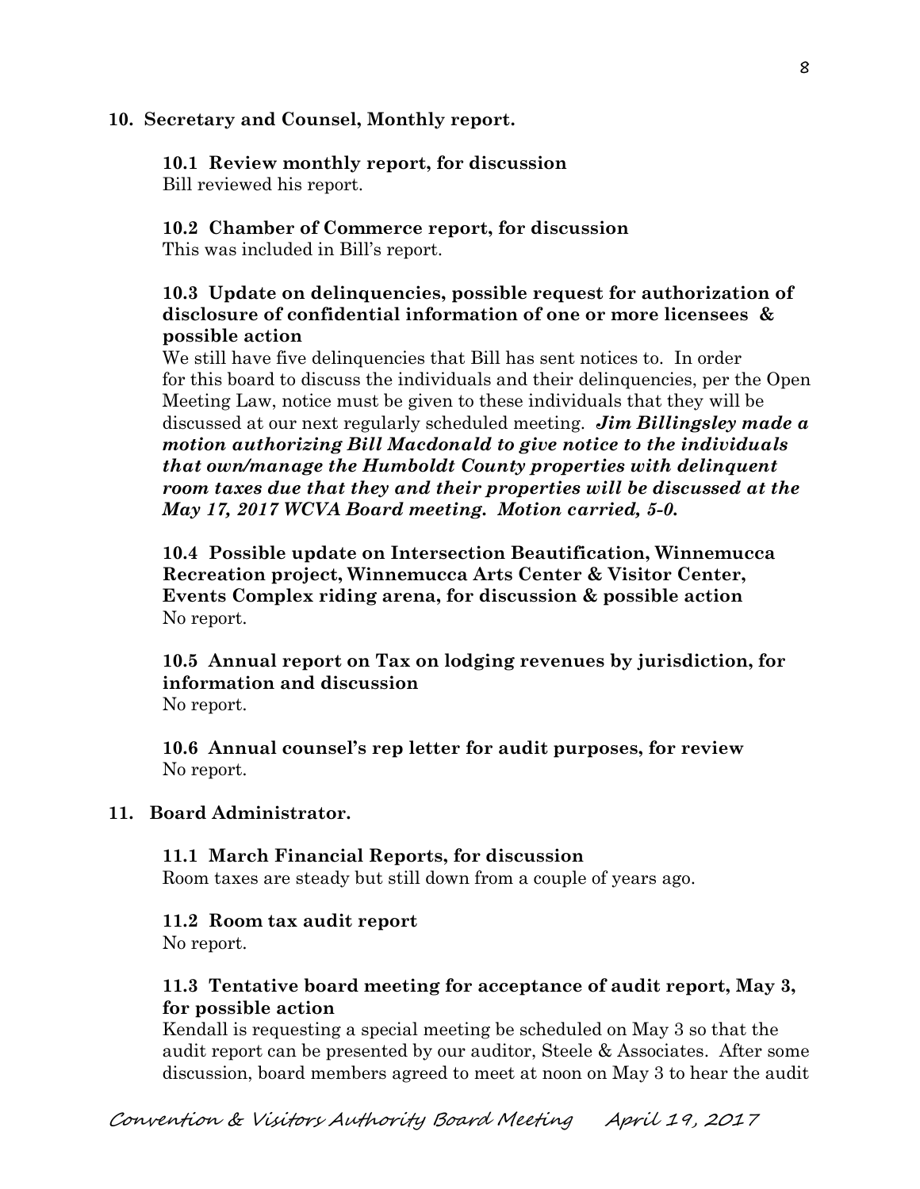**10. Secretary and Counsel, Monthly report.**

**10.1 Review monthly report, for discussion**
Bill reviewed his report.

**10.2 Chamber of Commerce report, for discussion**
This was included in Bill's report.

**10.3 Update on delinquencies, possible request for authorization of disclosure of confidential information of one or more licensees & possible action**
We still have five delinquencies that Bill has sent notices to. In order for this board to discuss the individuals and their delinquencies, per the Open Meeting Law, notice must be given to these individuals that they will be discussed at our next regularly scheduled meeting. ***Jim Billingsley made a motion authorizing Bill Macdonald to give notice to the individuals that own/manage the Humboldt County properties with delinquent room taxes due that they and their properties will be discussed at the May 17, 2017 WCVA Board meeting. Motion carried, 5-0.***

**10.4 Possible update on Intersection Beautification, Winnemucca Recreation project, Winnemucca Arts Center & Visitor Center, Events Complex riding arena, for discussion & possible action**
No report.

**10.5 Annual report on Tax on lodging revenues by jurisdiction, for information and discussion**
No report.

**10.6 Annual counsel's rep letter for audit purposes, for review**
No report.

**11. Board Administrator.**

**11.1 March Financial Reports, for discussion**
Room taxes are steady but still down from a couple of years ago.

**11.2 Room tax audit report**
No report.

**11.3 Tentative board meeting for acceptance of audit report, May 3, for possible action**
Kendall is requesting a special meeting be scheduled on May 3 so that the audit report can be presented by our auditor, Steele & Associates. After some discussion, board members agreed to meet at noon on May 3 to hear the audit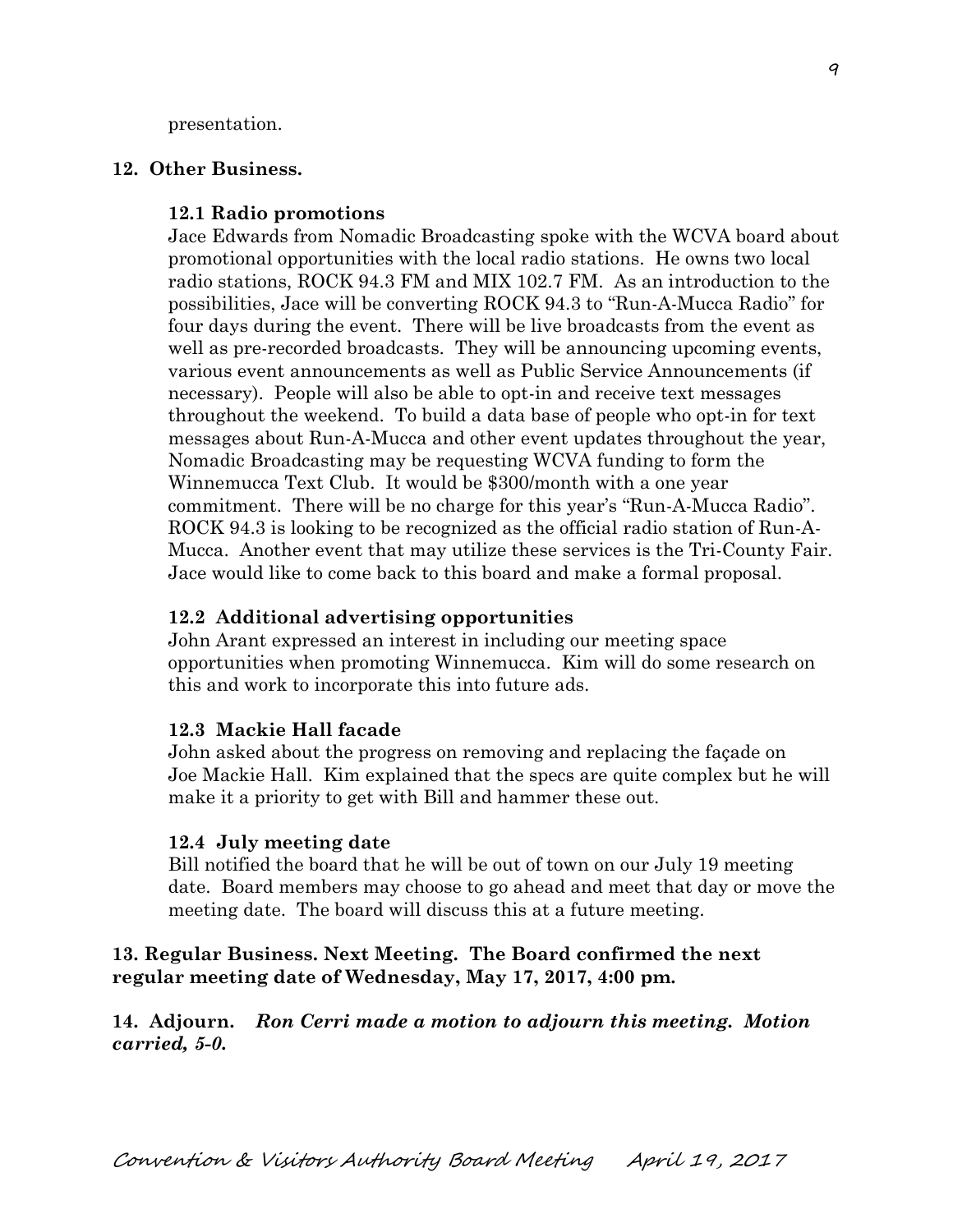presentation.

**12. Other Business.**

**12.1 Radio promotions**

Jace Edwards from Nomadic Broadcasting spoke with the WCVA board about promotional opportunities with the local radio stations. He owns two local radio stations, ROCK 94.3 FM and MIX 102.7 FM. As an introduction to the possibilities, Jace will be converting ROCK 94.3 to "Run-A-Mucca Radio" for four days during the event. There will be live broadcasts from the event as well as pre-recorded broadcasts. They will be announcing upcoming events, various event announcements as well as Public Service Announcements (if necessary). People will also be able to opt-in and receive text messages throughout the weekend. To build a data base of people who opt-in for text messages about Run-A-Mucca and other event updates throughout the year, Nomadic Broadcasting may be requesting WCVA funding to form the Winnemucca Text Club. It would be $300/month with a one year commitment. There will be no charge for this year's "Run-A-Mucca Radio". ROCK 94.3 is looking to be recognized as the official radio station of Run-A-Mucca. Another event that may utilize these services is the Tri-County Fair. Jace would like to come back to this board and make a formal proposal.

**12.2 Additional advertising opportunities**

John Arant expressed an interest in including our meeting space opportunities when promoting Winnemucca. Kim will do some research on this and work to incorporate this into future ads.

**12.3 Mackie Hall facade**

John asked about the progress on removing and replacing the façade on Joe Mackie Hall. Kim explained that the specs are quite complex but he will make it a priority to get with Bill and hammer these out.

**12.4 July meeting date**

Bill notified the board that he will be out of town on our July 19 meeting date. Board members may choose to go ahead and meet that day or move the meeting date. The board will discuss this at a future meeting.

**13. Regular Business. Next Meeting. The Board confirmed the next regular meeting date of Wednesday, May 17, 2017, 4:00 pm.**

**14. Adjourn.** ***Ron Cerri made a motion to adjourn this meeting. Motion carried, 5-0.***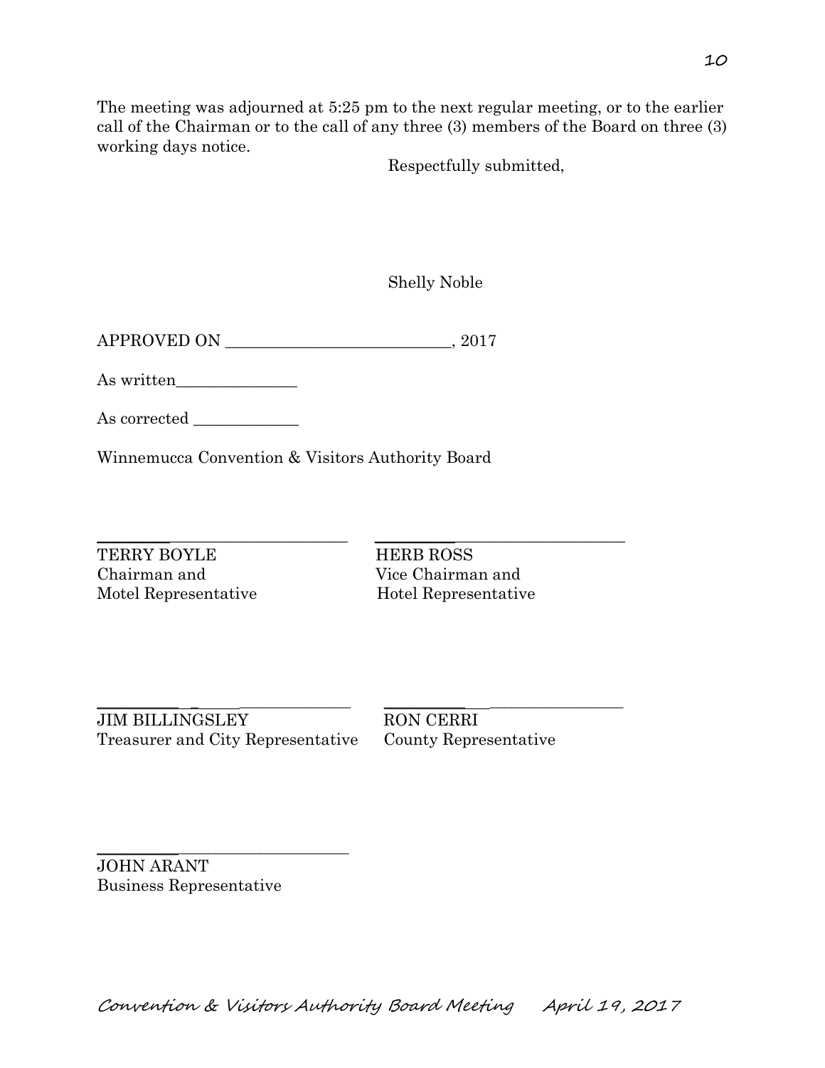The meeting was adjourned at 5:25 pm to the next regular meeting, or to the earlier call of the Chairman or to the call of any three (3) members of the Board on three (3) working days notice.

Respectfully submitted,

Shelly Noble

APPROVED ON ___________________________, 2017

As written_______________

As corrected _____________

Winnemucca Convention & Visitors Authority Board

| | |
|---|---|
| ______________________________ | ______________________________ |
| TERRY BOYLE<br>Chairman and<br>Motel Representative | HERB ROSS<br>Vice Chairman and<br>Hotel Representative |
| ______________________________ | ______________________________ |
| JIM BILLINGSLEY<br>Treasurer and City Representative | RON CERRI<br>County Representative |
| ______________________________ | |
| JOHN ARANT<br>Business Representative | |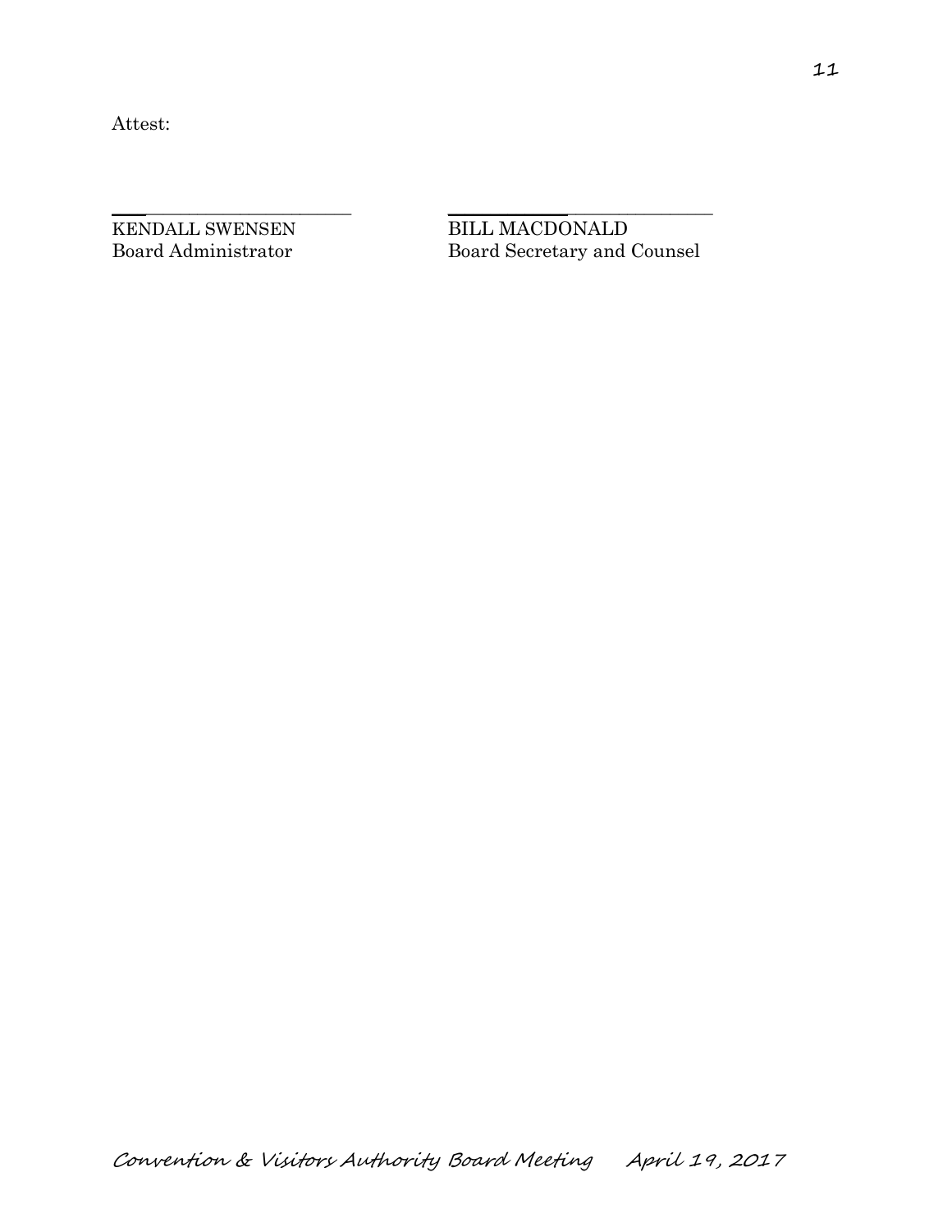Attest:

\_\_\_\_\_\_\_\_\_\_\_\_\_\_\_\_\_\_\_\_\_\_\_\_\_\_\_\_\_\_\_\_\_\_\_\_
KENDALL SWENSEN
Board Administrator

\_\_\_\_\_\_\_\_\_\_\_\_\_\_\_\_\_\_\_\_\_\_\_\_\_\_\_\_\_\_\_\_\_\_\_\_
BILL MACDONALD
Board Secretary and Counsel